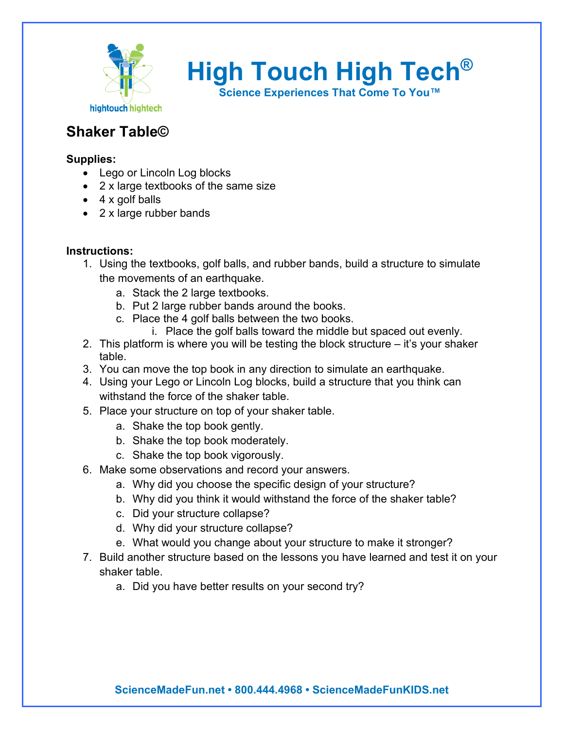# High Touch High Tech®

**Science Experiences That Come To You™**

## Shaker Table©

**Supplies:**

- Lego or Lincoln Log blocks
- 2 x large textbooks of the same size
- 4 x golf balls
- 2 x large rubber bands

**Instructions:**

1. Using the textbooks, golf balls, and rubber bands, build a structure to simulate the movements of an earthquake.
   a. Stack the 2 large textbooks.
   b. Put 2 large rubber bands around the books.
   c. Place the 4 golf balls between the two books.
      i. Place the golf balls toward the middle but spaced out evenly.
2. This platform is where you will be testing the block structure – it's your shaker table.
3. You can move the top book in any direction to simulate an earthquake.
4. Using your Lego or Lincoln Log blocks, build a structure that you think can withstand the force of the shaker table.
5. Place your structure on top of your shaker table.
   a. Shake the top book gently.
   b. Shake the top book moderately.
   c. Shake the top book vigorously.
6. Make some observations and record your answers.
   a. Why did you choose the specific design of your structure?
   b. Why did you think it would withstand the force of the shaker table?
   c. Did your structure collapse?
   d. Why did your structure collapse?
   e. What would you change about your structure to make it stronger?
7. Build another structure based on the lessons you have learned and test it on your shaker table.
   a. Did you have better results on your second try?

ScienceMadeFun.net • 800.444.4968 • ScienceMadeFunKIDS.net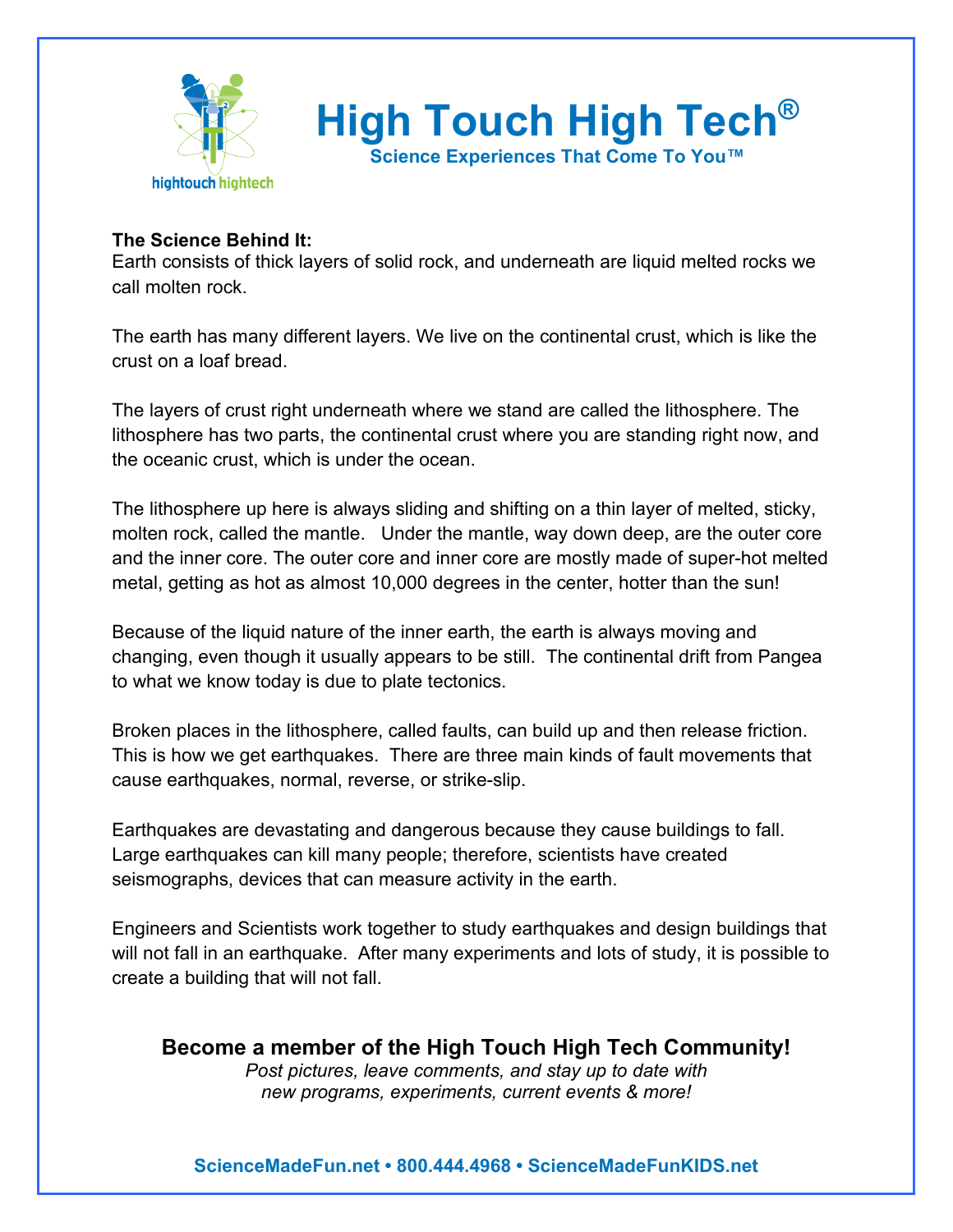# High Touch High Tech®

**Science Experiences That Come To You™**

**The Science Behind It:**
Earth consists of thick layers of solid rock, and underneath are liquid melted rocks we call molten rock.

The earth has many different layers. We live on the continental crust, which is like the crust on a loaf bread.

The layers of crust right underneath where we stand are called the lithosphere. The lithosphere has two parts, the continental crust where you are standing right now, and the oceanic crust, which is under the ocean.

The lithosphere up here is always sliding and shifting on a thin layer of melted, sticky, molten rock, called the mantle. Under the mantle, way down deep, are the outer core and the inner core. The outer core and inner core are mostly made of super-hot melted metal, getting as hot as almost 10,000 degrees in the center, hotter than the sun!

Because of the liquid nature of the inner earth, the earth is always moving and changing, even though it usually appears to be still. The continental drift from Pangea to what we know today is due to plate tectonics.

Broken places in the lithosphere, called faults, can build up and then release friction. This is how we get earthquakes. There are three main kinds of fault movements that cause earthquakes, normal, reverse, or strike-slip.

Earthquakes are devastating and dangerous because they cause buildings to fall. Large earthquakes can kill many people; therefore, scientists have created seismographs, devices that can measure activity in the earth.

Engineers and Scientists work together to study earthquakes and design buildings that will not fall in an earthquake. After many experiments and lots of study, it is possible to create a building that will not fall.

**Become a member of the High Touch High Tech Community!**

*Post pictures, leave comments, and stay up to date with new programs, experiments, current events & more!*

**ScienceMadeFun.net • 800.444.4968 • ScienceMadeFunKIDS.net**